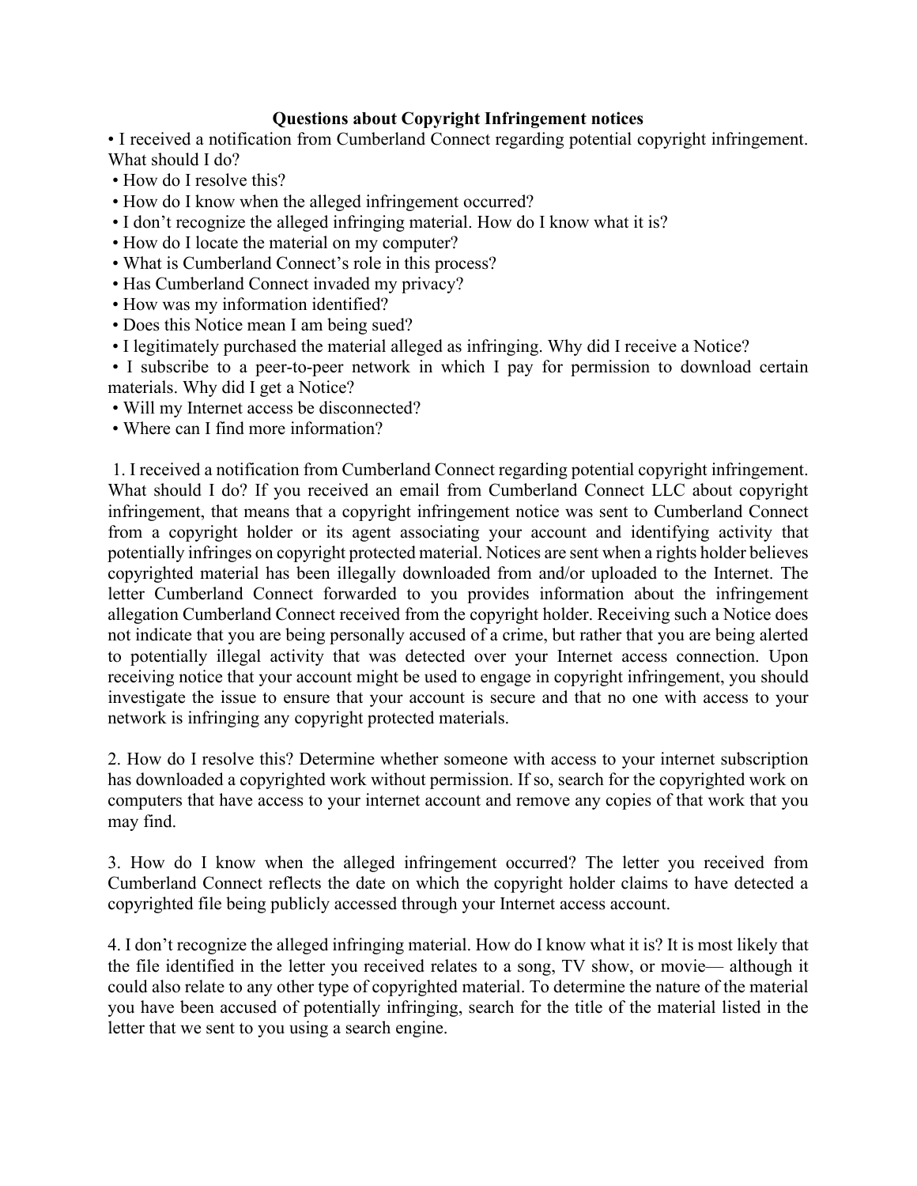# Questions about Copyright Infringement notices

- I received a notification from Cumberland Connect regarding potential copyright infringement. What should I do?
- How do I resolve this?
- How do I know when the alleged infringement occurred?
- I don't recognize the alleged infringing material. How do I know what it is?
- How do I locate the material on my computer?
- What is Cumberland Connect's role in this process?
- Has Cumberland Connect invaded my privacy?
- How was my information identified?
- Does this Notice mean I am being sued?
- I legitimately purchased the material alleged as infringing. Why did I receive a Notice?
- I subscribe to a peer-to-peer network in which I pay for permission to download certain materials. Why did I get a Notice?
- Will my Internet access be disconnected?
- Where can I find more information?

1. I received a notification from Cumberland Connect regarding potential copyright infringement. What should I do? If you received an email from Cumberland Connect LLC about copyright infringement, that means that a copyright infringement notice was sent to Cumberland Connect from a copyright holder or its agent associating your account and identifying activity that potentially infringes on copyright protected material. Notices are sent when a rights holder believes copyrighted material has been illegally downloaded from and/or uploaded to the Internet. The letter Cumberland Connect forwarded to you provides information about the infringement allegation Cumberland Connect received from the copyright holder. Receiving such a Notice does not indicate that you are being personally accused of a crime, but rather that you are being alerted to potentially illegal activity that was detected over your Internet access connection. Upon receiving notice that your account might be used to engage in copyright infringement, you should investigate the issue to ensure that your account is secure and that no one with access to your network is infringing any copyright protected materials.

2. How do I resolve this? Determine whether someone with access to your internet subscription has downloaded a copyrighted work without permission. If so, search for the copyrighted work on computers that have access to your internet account and remove any copies of that work that you may find.

3. How do I know when the alleged infringement occurred? The letter you received from Cumberland Connect reflects the date on which the copyright holder claims to have detected a copyrighted file being publicly accessed through your Internet access account.

4. I don't recognize the alleged infringing material. How do I know what it is? It is most likely that the file identified in the letter you received relates to a song, TV show, or movie— although it could also relate to any other type of copyrighted material. To determine the nature of the material you have been accused of potentially infringing, search for the title of the material listed in the letter that we sent to you using a search engine.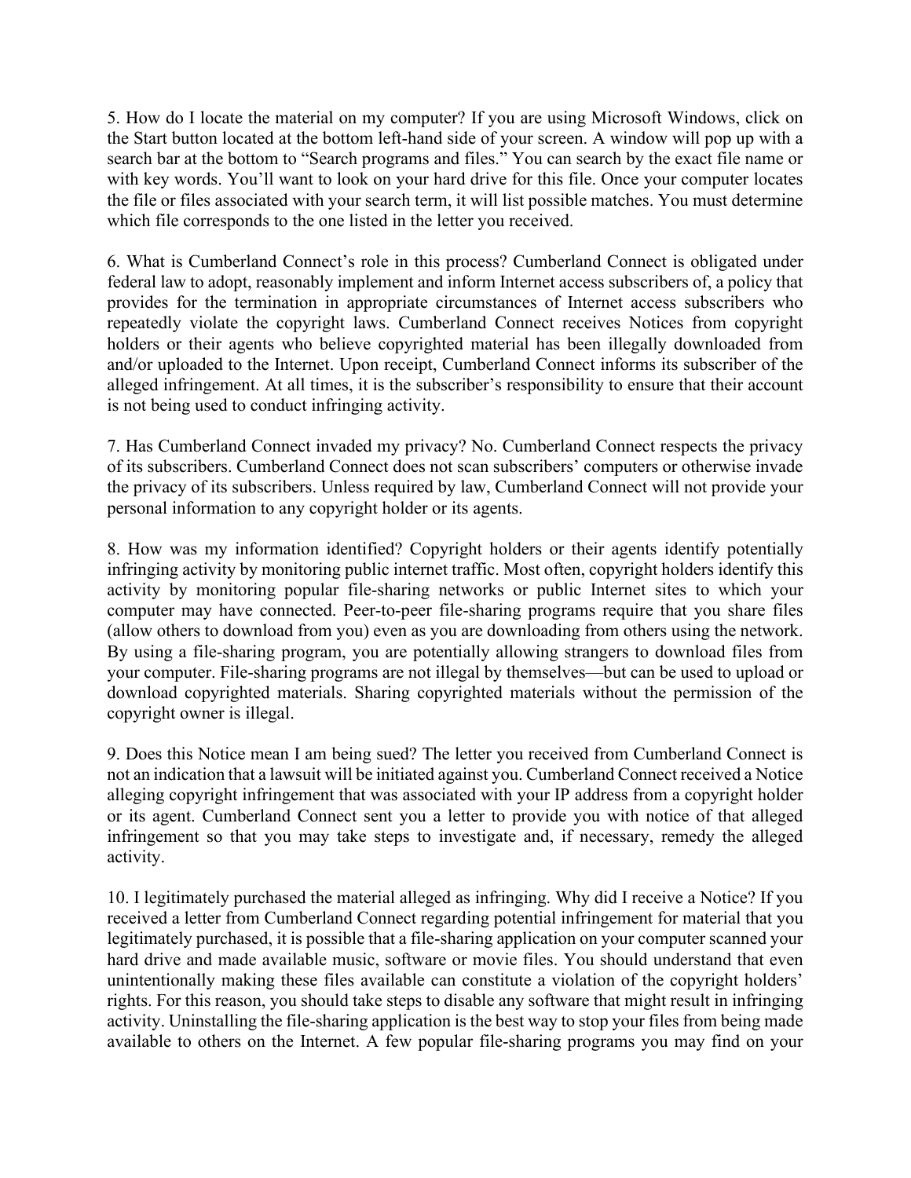5. How do I locate the material on my computer? If you are using Microsoft Windows, click on the Start button located at the bottom left-hand side of your screen. A window will pop up with a search bar at the bottom to "Search programs and files." You can search by the exact file name or with key words. You'll want to look on your hard drive for this file. Once your computer locates the file or files associated with your search term, it will list possible matches. You must determine which file corresponds to the one listed in the letter you received.

6. What is Cumberland Connect's role in this process? Cumberland Connect is obligated under federal law to adopt, reasonably implement and inform Internet access subscribers of, a policy that provides for the termination in appropriate circumstances of Internet access subscribers who repeatedly violate the copyright laws. Cumberland Connect receives Notices from copyright holders or their agents who believe copyrighted material has been illegally downloaded from and/or uploaded to the Internet. Upon receipt, Cumberland Connect informs its subscriber of the alleged infringement. At all times, it is the subscriber's responsibility to ensure that their account is not being used to conduct infringing activity.

7. Has Cumberland Connect invaded my privacy? No. Cumberland Connect respects the privacy of its subscribers. Cumberland Connect does not scan subscribers' computers or otherwise invade the privacy of its subscribers. Unless required by law, Cumberland Connect will not provide your personal information to any copyright holder or its agents.

8. How was my information identified? Copyright holders or their agents identify potentially infringing activity by monitoring public internet traffic. Most often, copyright holders identify this activity by monitoring popular file-sharing networks or public Internet sites to which your computer may have connected. Peer-to-peer file-sharing programs require that you share files (allow others to download from you) even as you are downloading from others using the network. By using a file-sharing program, you are potentially allowing strangers to download files from your computer. File-sharing programs are not illegal by themselves—but can be used to upload or download copyrighted materials. Sharing copyrighted materials without the permission of the copyright owner is illegal.

9. Does this Notice mean I am being sued? The letter you received from Cumberland Connect is not an indication that a lawsuit will be initiated against you. Cumberland Connect received a Notice alleging copyright infringement that was associated with your IP address from a copyright holder or its agent. Cumberland Connect sent you a letter to provide you with notice of that alleged infringement so that you may take steps to investigate and, if necessary, remedy the alleged activity.

10. I legitimately purchased the material alleged as infringing. Why did I receive a Notice? If you received a letter from Cumberland Connect regarding potential infringement for material that you legitimately purchased, it is possible that a file-sharing application on your computer scanned your hard drive and made available music, software or movie files. You should understand that even unintentionally making these files available can constitute a violation of the copyright holders' rights. For this reason, you should take steps to disable any software that might result in infringing activity. Uninstalling the file-sharing application is the best way to stop your files from being made available to others on the Internet. A few popular file-sharing programs you may find on your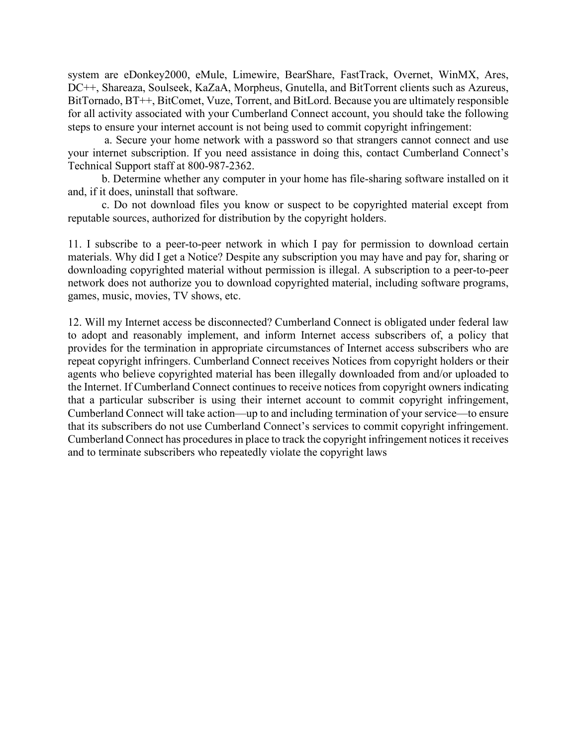system are eDonkey2000, eMule, Limewire, BearShare, FastTrack, Overnet, WinMX, Ares, DC++, Shareaza, Soulseek, KaZaA, Morpheus, Gnutella, and BitTorrent clients such as Azureus, BitTornado, BT++, BitComet, Vuze, Torrent, and BitLord. Because you are ultimately responsible for all activity associated with your Cumberland Connect account, you should take the following steps to ensure your internet account is not being used to commit copyright infringement:

a. Secure your home network with a password so that strangers cannot connect and use your internet subscription. If you need assistance in doing this, contact Cumberland Connect's Technical Support staff at 800-987-2362.

b. Determine whether any computer in your home has file-sharing software installed on it and, if it does, uninstall that software.

c. Do not download files you know or suspect to be copyrighted material except from reputable sources, authorized for distribution by the copyright holders.

11. I subscribe to a peer-to-peer network in which I pay for permission to download certain materials. Why did I get a Notice? Despite any subscription you may have and pay for, sharing or downloading copyrighted material without permission is illegal. A subscription to a peer-to-peer network does not authorize you to download copyrighted material, including software programs, games, music, movies, TV shows, etc.

12. Will my Internet access be disconnected? Cumberland Connect is obligated under federal law to adopt and reasonably implement, and inform Internet access subscribers of, a policy that provides for the termination in appropriate circumstances of Internet access subscribers who are repeat copyright infringers. Cumberland Connect receives Notices from copyright holders or their agents who believe copyrighted material has been illegally downloaded from and/or uploaded to the Internet. If Cumberland Connect continues to receive notices from copyright owners indicating that a particular subscriber is using their internet account to commit copyright infringement, Cumberland Connect will take action—up to and including termination of your service—to ensure that its subscribers do not use Cumberland Connect's services to commit copyright infringement. Cumberland Connect has procedures in place to track the copyright infringement notices it receives and to terminate subscribers who repeatedly violate the copyright laws